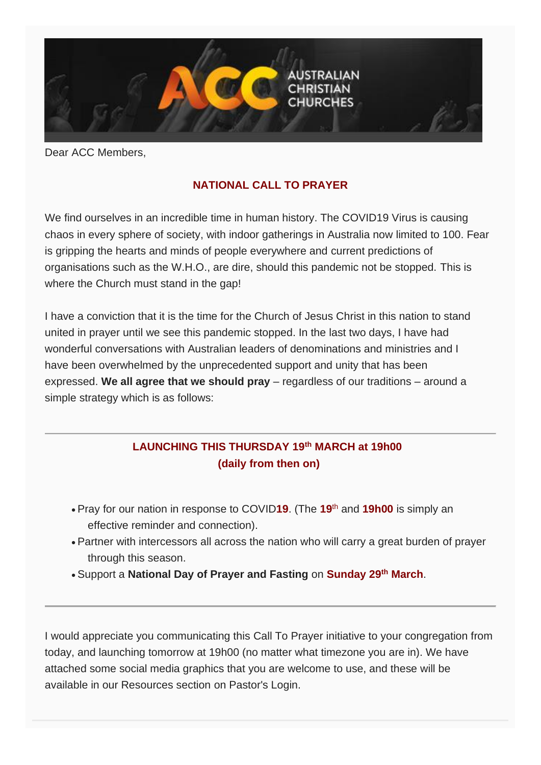Dear ACC Members,

## NATIONAL CALL TO PRAYER

We find ourselves in an incredible time in human history. The COVID19 Virus is causing chaos in every sphere of society, with indoor gatherings in Australia now limited to 100. Fear is gripping the hearts and minds of people everywhere and current predictions of organisations such as the W.H.O., are dire, should this pandemic not be stopped. This is where the Church must stand in the gap!

I have a conviction that it is the time for the Church of Jesus Christ in this nation to stand united in prayer until we see this pandemic stopped. In the last two days, I have had wonderful conversations with Australian leaders of denominations and ministries and I have been overwhelmed by the unprecedented support and unity that has been expressed. **We all agree that we should pray** – regardless of our traditions – around a simple strategy which is as follows:

---

**LAUNCHING THIS THURSDAY 19th MARCH at 19h00**
**(daily from then on)**

- Pray for our nation in response to COVID**19**. (The **19**th and **19h00** is simply an effective reminder and connection).
- Partner with intercessors all across the nation who will carry a great burden of prayer through this season.
- Support a **National Day of Prayer and Fasting** on **Sunday 29th March**.

---

I would appreciate you communicating this Call To Prayer initiative to your congregation from today, and launching tomorrow at 19h00 (no matter what timezone you are in). We have attached some social media graphics that you are welcome to use, and these will be available in our Resources section on Pastor's Login.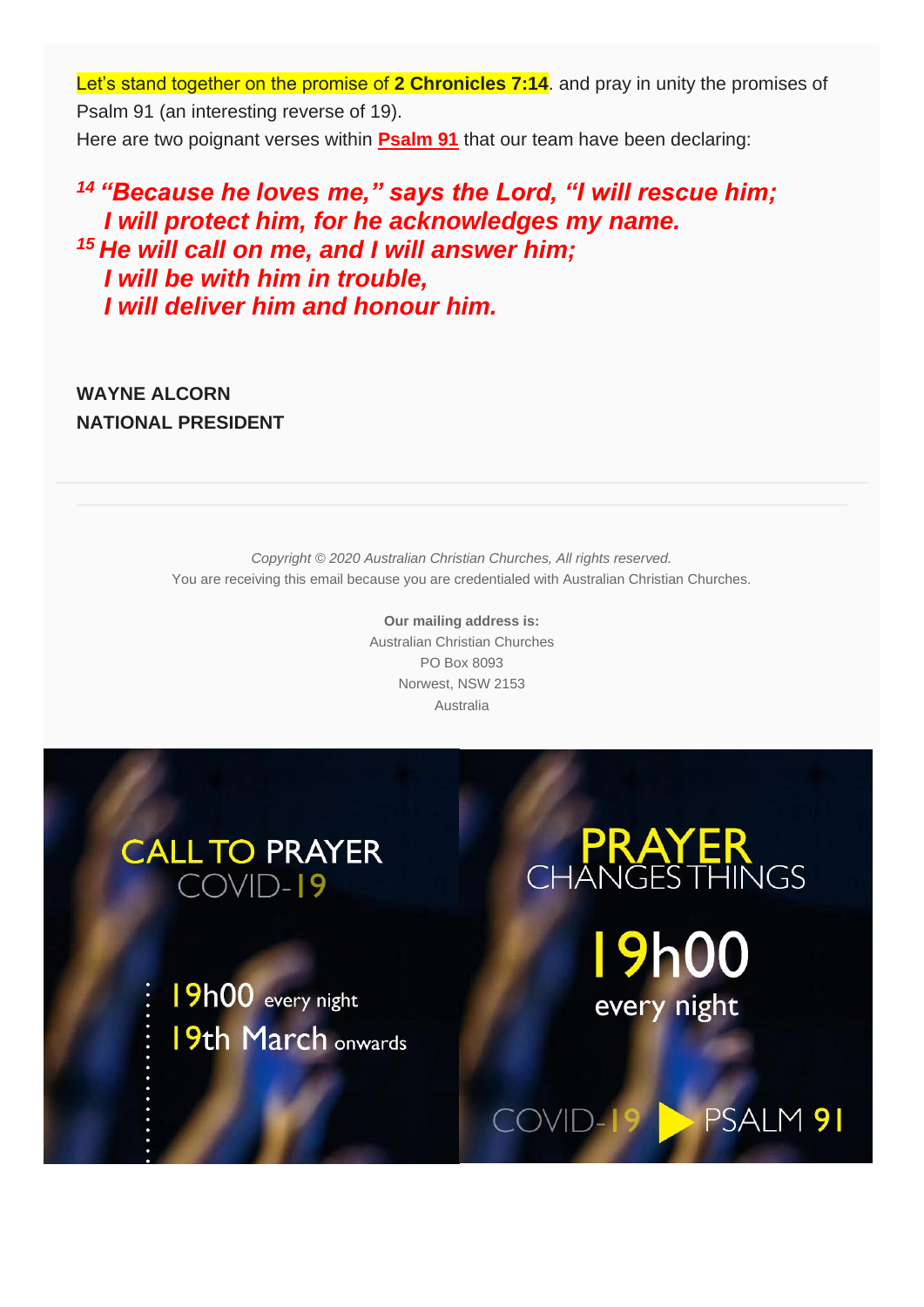Let's stand together on the promise of **2 Chronicles 7:14**. and pray in unity the promises of Psalm 91 (an interesting reverse of 19).
Here are two poignant verses within **Psalm 91** that our team have been declaring:

***[14] "Because he loves me," says the Lord, "I will rescue him;***
***I will protect him, for he acknowledges my name.***
***[15] He will call on me, and I will answer him;***
***I will be with him in trouble,***
***I will deliver him and honour him.***

**WAYNE ALCORN**
**NATIONAL PRESIDENT**

---

*Copyright © 2020 Australian Christian Churches, All rights reserved.*
You are receiving this email because you are credentialed with Australian Christian Churches.

**Our mailing address is:**
Australian Christian Churches
PO Box 8093
Norwest, NSW 2153
Australia

CALL TO PRAYER
COVID-19

19h00 every night
19th March onwards

PRAYER
CHANGES THINGS

19h00
every night

COVID-19 ▶ PSALM 91